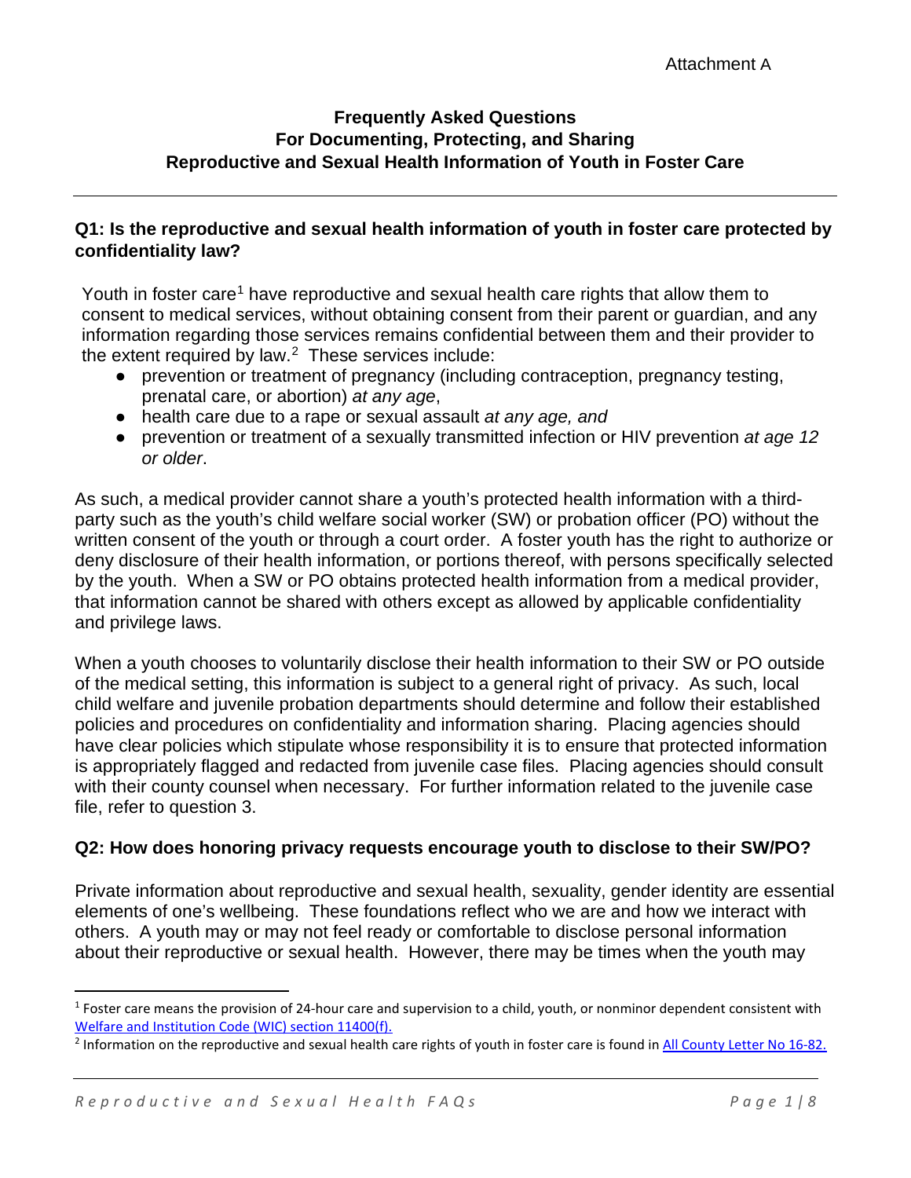Attachment A

# Frequently Asked Questions For Documenting, Protecting, and Sharing Reproductive and Sexual Health Information of Youth in Foster Care

## Q1: Is the reproductive and sexual health information of youth in foster care protected by confidentiality law?

Youth in foster care[1] have reproductive and sexual health care rights that allow them to consent to medical services, without obtaining consent from their parent or guardian, and any information regarding those services remains confidential between them and their provider to the extent required by law.[2] These services include:

- prevention or treatment of pregnancy (including contraception, pregnancy testing, prenatal care, or abortion) *at any age*,
- health care due to a rape or sexual assault *at any age, and*
- prevention or treatment of a sexually transmitted infection or HIV prevention *at age 12 or older*.

As such, a medical provider cannot share a youth's protected health information with a third-party such as the youth's child welfare social worker (SW) or probation officer (PO) without the written consent of the youth or through a court order. A foster youth has the right to authorize or deny disclosure of their health information, or portions thereof, with persons specifically selected by the youth. When a SW or PO obtains protected health information from a medical provider, that information cannot be shared with others except as allowed by applicable confidentiality and privilege laws.

When a youth chooses to voluntarily disclose their health information to their SW or PO outside of the medical setting, this information is subject to a general right of privacy. As such, local child welfare and juvenile probation departments should determine and follow their established policies and procedures on confidentiality and information sharing. Placing agencies should have clear policies which stipulate whose responsibility it is to ensure that protected information is appropriately flagged and redacted from juvenile case files. Placing agencies should consult with their county counsel when necessary. For further information related to the juvenile case file, refer to question 3.

## Q2: How does honoring privacy requests encourage youth to disclose to their SW/PO?

Private information about reproductive and sexual health, sexuality, gender identity are essential elements of one's wellbeing. These foundations reflect who we are and how we interact with others. A youth may or may not feel ready or comfortable to disclose personal information about their reproductive or sexual health. However, there may be times when the youth may

---

[1] Foster care means the provision of 24-hour care and supervision to a child, youth, or nonminor dependent consistent with Welfare and Institution Code (WIC) section 11400(f).

[2] Information on the reproductive and sexual health care rights of youth in foster care is found in All County Letter No 16-82.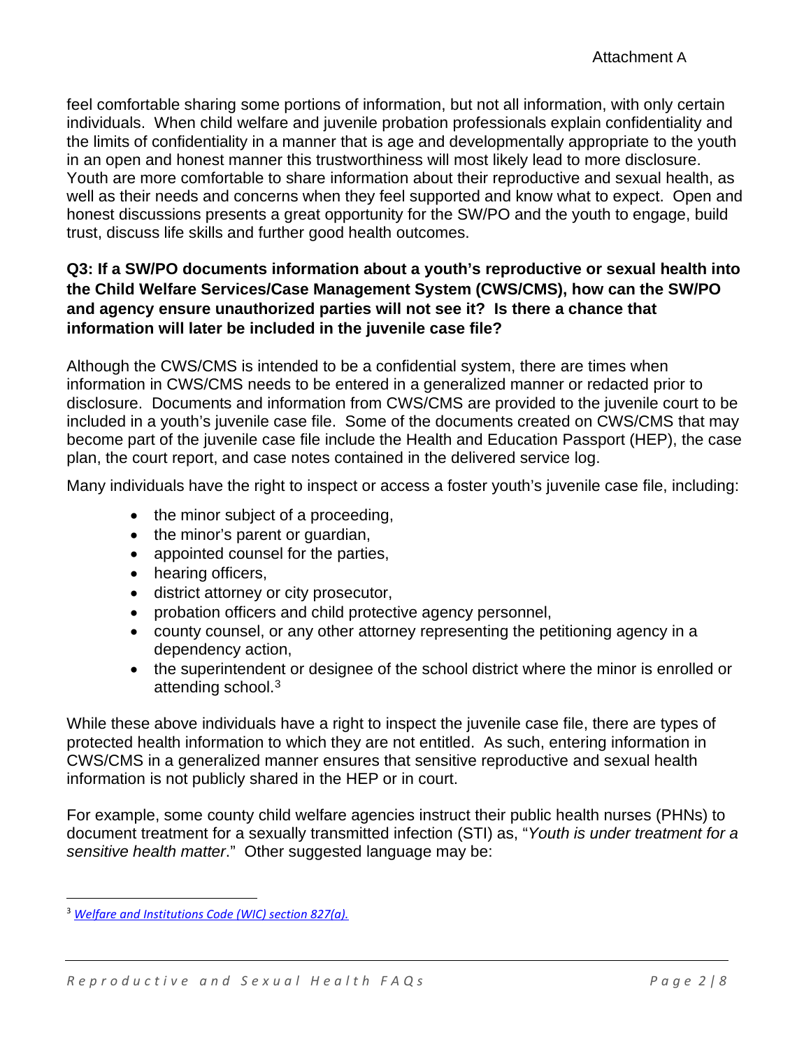feel comfortable sharing some portions of information, but not all information, with only certain individuals. When child welfare and juvenile probation professionals explain confidentiality and the limits of confidentiality in a manner that is age and developmentally appropriate to the youth in an open and honest manner this trustworthiness will most likely lead to more disclosure. Youth are more comfortable to share information about their reproductive and sexual health, as well as their needs and concerns when they feel supported and know what to expect. Open and honest discussions presents a great opportunity for the SW/PO and the youth to engage, build trust, discuss life skills and further good health outcomes.

**Q3: If a SW/PO documents information about a youth's reproductive or sexual health into the Child Welfare Services/Case Management System (CWS/CMS), how can the SW/PO and agency ensure unauthorized parties will not see it? Is there a chance that information will later be included in the juvenile case file?**

Although the CWS/CMS is intended to be a confidential system, there are times when information in CWS/CMS needs to be entered in a generalized manner or redacted prior to disclosure. Documents and information from CWS/CMS are provided to the juvenile court to be included in a youth's juvenile case file. Some of the documents created on CWS/CMS that may become part of the juvenile case file include the Health and Education Passport (HEP), the case plan, the court report, and case notes contained in the delivered service log.

Many individuals have the right to inspect or access a foster youth's juvenile case file, including:

- the minor subject of a proceeding,
- the minor's parent or guardian,
- appointed counsel for the parties,
- hearing officers,
- district attorney or city prosecutor,
- probation officers and child protective agency personnel,
- county counsel, or any other attorney representing the petitioning agency in a dependency action,
- the superintendent or designee of the school district where the minor is enrolled or attending school.[3]

While these above individuals have a right to inspect the juvenile case file, there are types of protected health information to which they are not entitled. As such, entering information in CWS/CMS in a generalized manner ensures that sensitive reproductive and sexual health information is not publicly shared in the HEP or in court.

For example, some county child welfare agencies instruct their public health nurses (PHNs) to document treatment for a sexually transmitted infection (STI) as, "*Youth is under treatment for a sensitive health matter*." Other suggested language may be:

---

[3] *Welfare and Institutions Code (WIC) section 827(a).*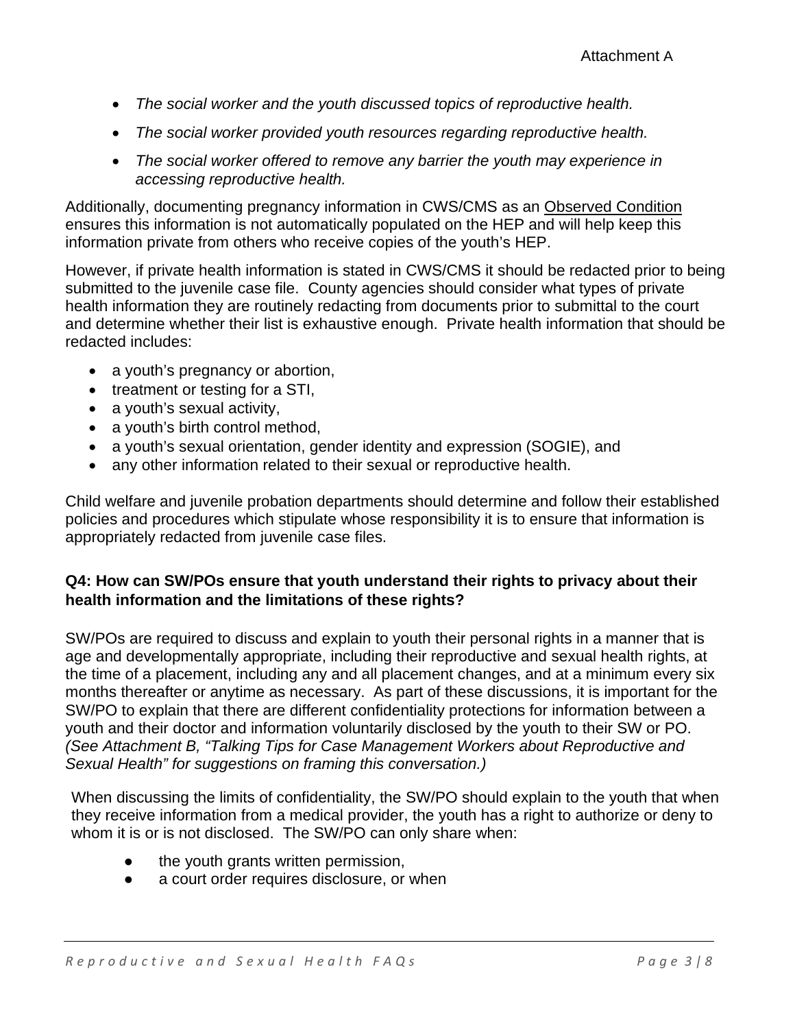- *The social worker and the youth discussed topics of reproductive health.*
- *The social worker provided youth resources regarding reproductive health.*
- *The social worker offered to remove any barrier the youth may experience in accessing reproductive health.*

Additionally, documenting pregnancy information in CWS/CMS as an Observed Condition ensures this information is not automatically populated on the HEP and will help keep this information private from others who receive copies of the youth's HEP.

However, if private health information is stated in CWS/CMS it should be redacted prior to being submitted to the juvenile case file. County agencies should consider what types of private health information they are routinely redacting from documents prior to submittal to the court and determine whether their list is exhaustive enough. Private health information that should be redacted includes:

- a youth's pregnancy or abortion,
- treatment or testing for a STI,
- a youth's sexual activity,
- a youth's birth control method,
- a youth's sexual orientation, gender identity and expression (SOGIE), and
- any other information related to their sexual or reproductive health.

Child welfare and juvenile probation departments should determine and follow their established policies and procedures which stipulate whose responsibility it is to ensure that information is appropriately redacted from juvenile case files.

**Q4: How can SW/POs ensure that youth understand their rights to privacy about their health information and the limitations of these rights?**

SW/POs are required to discuss and explain to youth their personal rights in a manner that is age and developmentally appropriate, including their reproductive and sexual health rights, at the time of a placement, including any and all placement changes, and at a minimum every six months thereafter or anytime as necessary. As part of these discussions, it is important for the SW/PO to explain that there are different confidentiality protections for information between a youth and their doctor and information voluntarily disclosed by the youth to their SW or PO. *(See Attachment B, "Talking Tips for Case Management Workers about Reproductive and Sexual Health" for suggestions on framing this conversation.)*

When discussing the limits of confidentiality, the SW/PO should explain to the youth that when they receive information from a medical provider, the youth has a right to authorize or deny to whom it is or is not disclosed. The SW/PO can only share when:

- the youth grants written permission,
- a court order requires disclosure, or when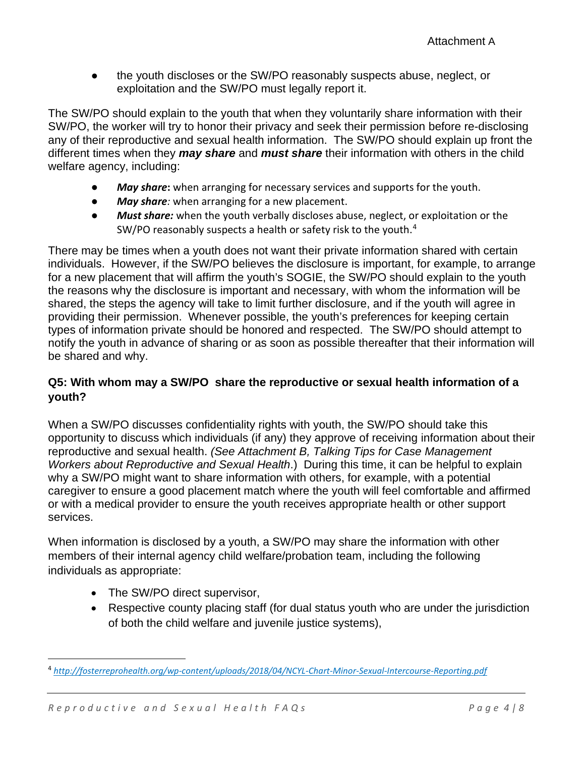- the youth discloses or the SW/PO reasonably suspects abuse, neglect, or exploitation and the SW/PO must legally report it.

The SW/PO should explain to the youth that when they voluntarily share information with their SW/PO, the worker will try to honor their privacy and seek their permission before re-disclosing any of their reproductive and sexual health information. The SW/PO should explain up front the different times when they ***may share*** and ***must share*** their information with others in the child welfare agency, including:

- ***May share*:** when arranging for necessary services and supports for the youth.
- ***May share:*** when arranging for a new placement.
- ***Must share:*** when the youth verbally discloses abuse, neglect, or exploitation or the SW/PO reasonably suspects a health or safety risk to the youth.[4]

There may be times when a youth does not want their private information shared with certain individuals. However, if the SW/PO believes the disclosure is important, for example, to arrange for a new placement that will affirm the youth's SOGIE, the SW/PO should explain to the youth the reasons why the disclosure is important and necessary, with whom the information will be shared, the steps the agency will take to limit further disclosure, and if the youth will agree in providing their permission. Whenever possible, the youth's preferences for keeping certain types of information private should be honored and respected. The SW/PO should attempt to notify the youth in advance of sharing or as soon as possible thereafter that their information will be shared and why.

### Q5: With whom may a SW/PO share the reproductive or sexual health information of a youth?

When a SW/PO discusses confidentiality rights with youth, the SW/PO should take this opportunity to discuss which individuals (if any) they approve of receiving information about their reproductive and sexual health. *(See Attachment B, Talking Tips for Case Management Workers about Reproductive and Sexual Health*.) During this time, it can be helpful to explain why a SW/PO might want to share information with others, for example, with a potential caregiver to ensure a good placement match where the youth will feel comfortable and affirmed or with a medical provider to ensure the youth receives appropriate health or other support services.

When information is disclosed by a youth, a SW/PO may share the information with other members of their internal agency child welfare/probation team, including the following individuals as appropriate:

- The SW/PO direct supervisor,
- Respective county placing staff (for dual status youth who are under the jurisdiction of both the child welfare and juvenile justice systems),

---

[4] *http://fosterreprohealth.org/wp-content/uploads/2018/04/NCYL-Chart-Minor-Sexual-Intercourse-Reporting.pdf*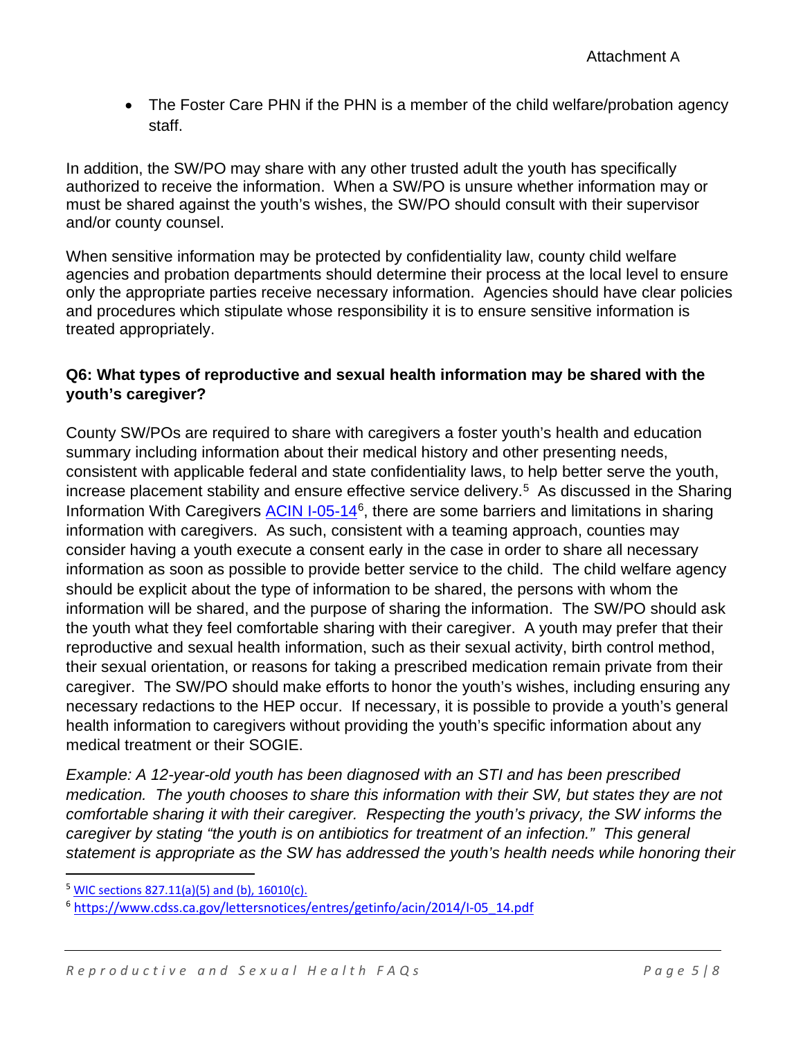- The Foster Care PHN if the PHN is a member of the child welfare/probation agency staff.

In addition, the SW/PO may share with any other trusted adult the youth has specifically authorized to receive the information. When a SW/PO is unsure whether information may or must be shared against the youth's wishes, the SW/PO should consult with their supervisor and/or county counsel.

When sensitive information may be protected by confidentiality law, county child welfare agencies and probation departments should determine their process at the local level to ensure only the appropriate parties receive necessary information. Agencies should have clear policies and procedures which stipulate whose responsibility it is to ensure sensitive information is treated appropriately.

**Q6: What types of reproductive and sexual health information may be shared with the youth's caregiver?**

County SW/POs are required to share with caregivers a foster youth's health and education summary including information about their medical history and other presenting needs, consistent with applicable federal and state confidentiality laws, to help better serve the youth, increase placement stability and ensure effective service delivery.[5] As discussed in the Sharing Information With Caregivers [ACIN I-05-14](https://www.cdss.ca.gov/lettersnotices/entres/getinfo/acin/2014/I-05_14.pdf)[6], there are some barriers and limitations in sharing information with caregivers. As such, consistent with a teaming approach, counties may consider having a youth execute a consent early in the case in order to share all necessary information as soon as possible to provide better service to the child. The child welfare agency should be explicit about the type of information to be shared, the persons with whom the information will be shared, and the purpose of sharing the information. The SW/PO should ask the youth what they feel comfortable sharing with their caregiver. A youth may prefer that their reproductive and sexual health information, such as their sexual activity, birth control method, their sexual orientation, or reasons for taking a prescribed medication remain private from their caregiver. The SW/PO should make efforts to honor the youth's wishes, including ensuring any necessary redactions to the HEP occur. If necessary, it is possible to provide a youth's general health information to caregivers without providing the youth's specific information about any medical treatment or their SOGIE.

*Example: A 12-year-old youth has been diagnosed with an STI and has been prescribed medication. The youth chooses to share this information with their SW, but states they are not comfortable sharing it with their caregiver. Respecting the youth's privacy, the SW informs the caregiver by stating "the youth is on antibiotics for treatment of an infection." This general statement is appropriate as the SW has addressed the youth's health needs while honoring their*

---

[5] WIC sections 827.11(a)(5) and (b), 16010(c).

[6] https://www.cdss.ca.gov/lettersnotices/entres/getinfo/acin/2014/I-05_14.pdf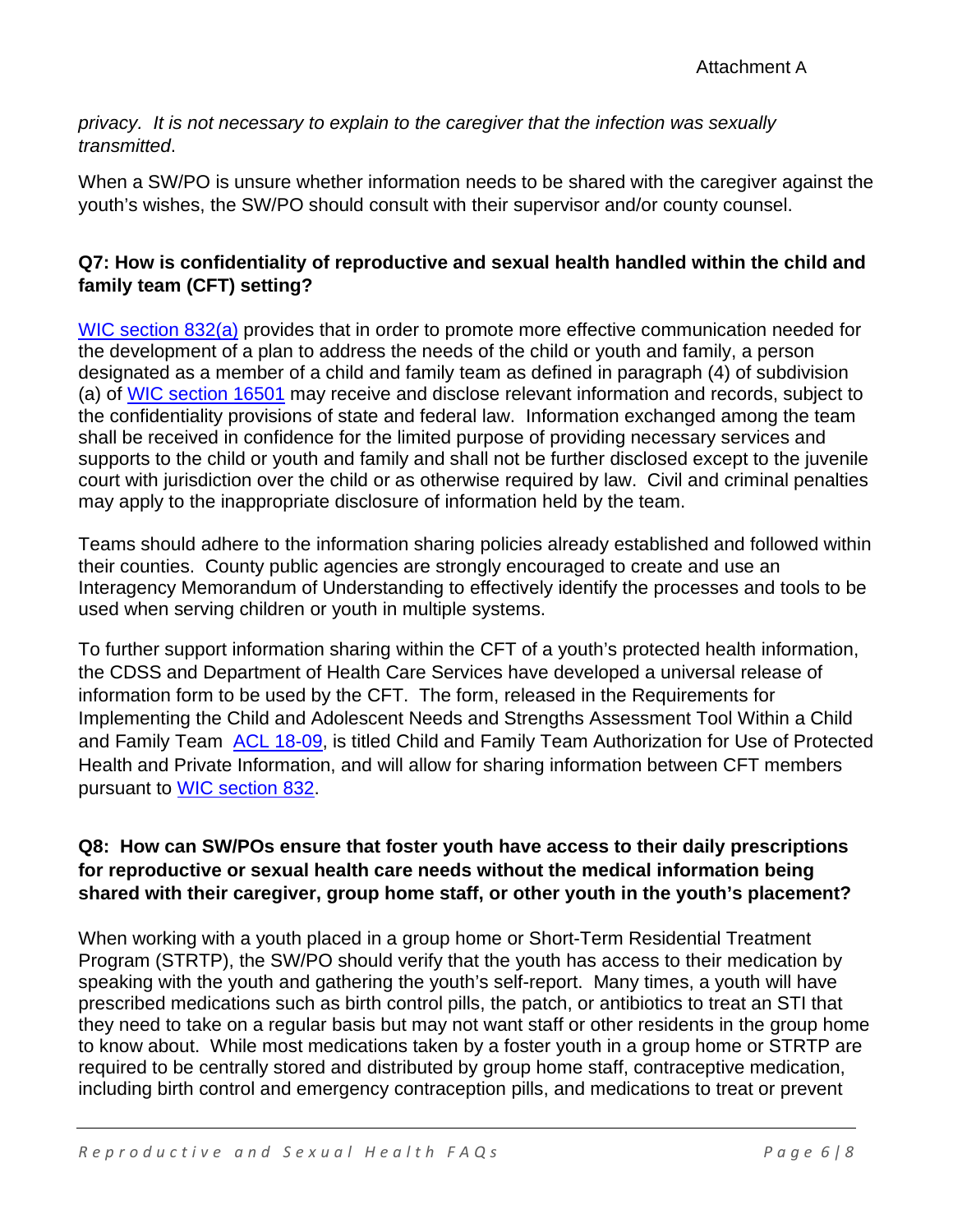*privacy. It is not necessary to explain to the caregiver that the infection was sexually transmitted*.

When a SW/PO is unsure whether information needs to be shared with the caregiver against the youth's wishes, the SW/PO should consult with their supervisor and/or county counsel.

### Q7: How is confidentiality of reproductive and sexual health handled within the child and family team (CFT) setting?

[WIC section 832(a)](#) provides that in order to promote more effective communication needed for the development of a plan to address the needs of the child or youth and family, a person designated as a member of a child and family team as defined in paragraph (4) of subdivision (a) of [WIC section 16501](#) may receive and disclose relevant information and records, subject to the confidentiality provisions of state and federal law. Information exchanged among the team shall be received in confidence for the limited purpose of providing necessary services and supports to the child or youth and family and shall not be further disclosed except to the juvenile court with jurisdiction over the child or as otherwise required by law. Civil and criminal penalties may apply to the inappropriate disclosure of information held by the team.

Teams should adhere to the information sharing policies already established and followed within their counties. County public agencies are strongly encouraged to create and use an Interagency Memorandum of Understanding to effectively identify the processes and tools to be used when serving children or youth in multiple systems.

To further support information sharing within the CFT of a youth's protected health information, the CDSS and Department of Health Care Services have developed a universal release of information form to be used by the CFT. The form, released in the Requirements for Implementing the Child and Adolescent Needs and Strengths Assessment Tool Within a Child and Family Team [ACL 18-09](#), is titled Child and Family Team Authorization for Use of Protected Health and Private Information, and will allow for sharing information between CFT members pursuant to [WIC section 832](#).

### Q8: How can SW/POs ensure that foster youth have access to their daily prescriptions for reproductive or sexual health care needs without the medical information being shared with their caregiver, group home staff, or other youth in the youth's placement?

When working with a youth placed in a group home or Short-Term Residential Treatment Program (STRTP), the SW/PO should verify that the youth has access to their medication by speaking with the youth and gathering the youth's self-report. Many times, a youth will have prescribed medications such as birth control pills, the patch, or antibiotics to treat an STI that they need to take on a regular basis but may not want staff or other residents in the group home to know about. While most medications taken by a foster youth in a group home or STRTP are required to be centrally stored and distributed by group home staff, contraceptive medication, including birth control and emergency contraception pills, and medications to treat or prevent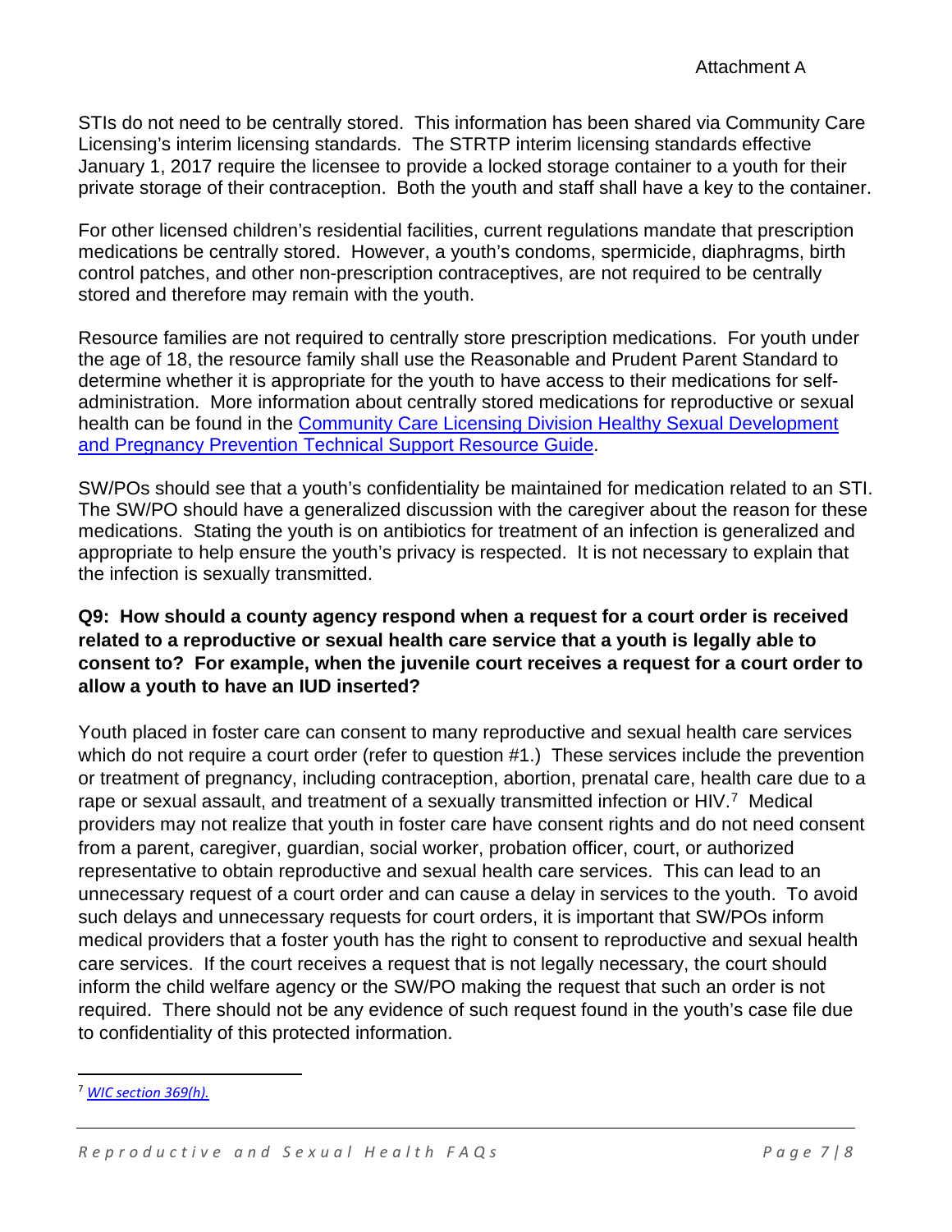STIs do not need to be centrally stored. This information has been shared via Community Care Licensing's interim licensing standards. The STRTP interim licensing standards effective January 1, 2017 require the licensee to provide a locked storage container to a youth for their private storage of their contraception. Both the youth and staff shall have a key to the container.

For other licensed children's residential facilities, current regulations mandate that prescription medications be centrally stored. However, a youth's condoms, spermicide, diaphragms, birth control patches, and other non-prescription contraceptives, are not required to be centrally stored and therefore may remain with the youth.

Resource families are not required to centrally store prescription medications. For youth under the age of 18, the resource family shall use the Reasonable and Prudent Parent Standard to determine whether it is appropriate for the youth to have access to their medications for self-administration. More information about centrally stored medications for reproductive or sexual health can be found in the [Community Care Licensing Division Healthy Sexual Development and Pregnancy Prevention Technical Support Resource Guide](#).

SW/POs should see that a youth's confidentiality be maintained for medication related to an STI. The SW/PO should have a generalized discussion with the caregiver about the reason for these medications. Stating the youth is on antibiotics for treatment of an infection is generalized and appropriate to help ensure the youth's privacy is respected. It is not necessary to explain that the infection is sexually transmitted.

**Q9: How should a county agency respond when a request for a court order is received related to a reproductive or sexual health care service that a youth is legally able to consent to? For example, when the juvenile court receives a request for a court order to allow a youth to have an IUD inserted?**

Youth placed in foster care can consent to many reproductive and sexual health care services which do not require a court order (refer to question #1.) These services include the prevention or treatment of pregnancy, including contraception, abortion, prenatal care, health care due to a rape or sexual assault, and treatment of a sexually transmitted infection or HIV.[7] Medical providers may not realize that youth in foster care have consent rights and do not need consent from a parent, caregiver, guardian, social worker, probation officer, court, or authorized representative to obtain reproductive and sexual health care services. This can lead to an unnecessary request of a court order and can cause a delay in services to the youth. To avoid such delays and unnecessary requests for court orders, it is important that SW/POs inform medical providers that a foster youth has the right to consent to reproductive and sexual health care services. If the court receives a request that is not legally necessary, the court should inform the child welfare agency or the SW/PO making the request that such an order is not required. There should not be any evidence of such request found in the youth's case file due to confidentiality of this protected information.

---

[7] *WIC section 369(h).*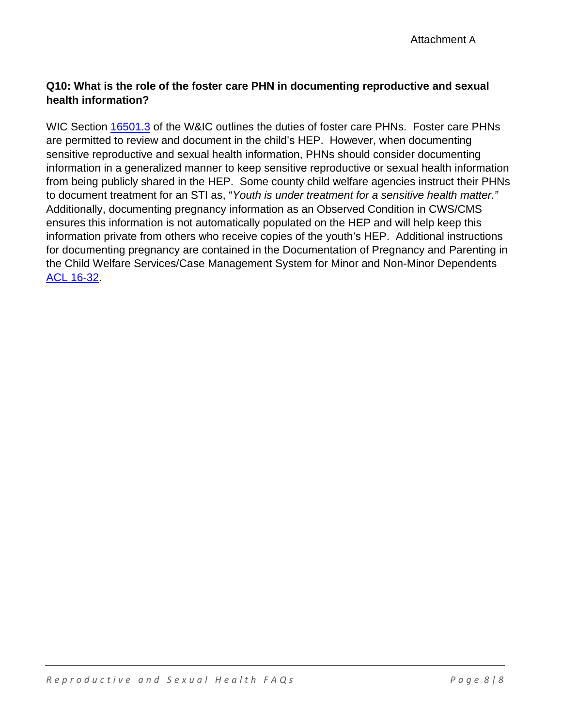**Q10: What is the role of the foster care PHN in documenting reproductive and sexual health information?**

WIC Section [16501.3](#) of the W&IC outlines the duties of foster care PHNs. Foster care PHNs are permitted to review and document in the child's HEP. However, when documenting sensitive reproductive and sexual health information, PHNs should consider documenting information in a generalized manner to keep sensitive reproductive or sexual health information from being publicly shared in the HEP. Some county child welfare agencies instruct their PHNs to document treatment for an STI as, "*Youth is under treatment for a sensitive health matter.*" Additionally, documenting pregnancy information as an Observed Condition in CWS/CMS ensures this information is not automatically populated on the HEP and will help keep this information private from others who receive copies of the youth's HEP. Additional instructions for documenting pregnancy are contained in the Documentation of Pregnancy and Parenting in the Child Welfare Services/Case Management System for Minor and Non-Minor Dependents [ACL 16-32](#).